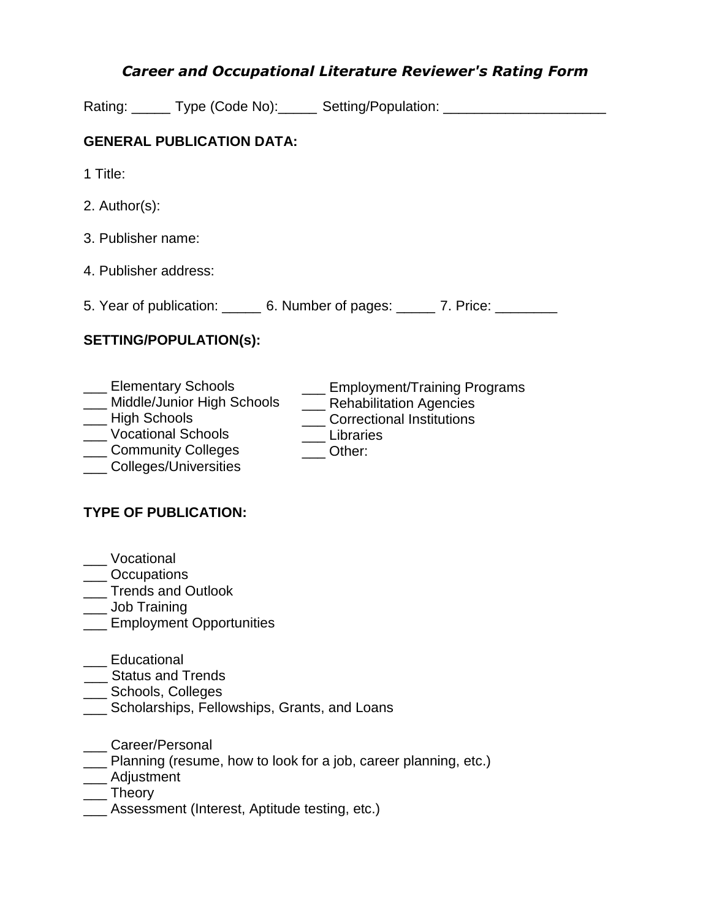# *Career and Occupational Literature Reviewer's Rating Form*

Rating: _____ Type (Code No):_____ Setting/Population: ____________________

**GENERAL PUBLICATION DATA:**

1 Title:

2. Author(s):

3. Publisher name:

4. Publisher address:

5. Year of publication: _____ 6. Number of pages: _____ 7. Price: ________

**SETTING/POPULATION(s):**

___ Elementary Schools
___ Middle/Junior High Schools
___ High Schools
___ Vocational Schools
___ Community Colleges
___ Colleges/Universities
___ Employment/Training Programs
___ Rehabilitation Agencies
___ Correctional Institutions
___ Libraries
___ Other:

**TYPE OF PUBLICATION:**

___ Vocational
___ Occupations
___ Trends and Outlook
___ Job Training
___ Employment Opportunities

___ Educational
___ Status and Trends
___ Schools, Colleges
___ Scholarships, Fellowships, Grants, and Loans

___ Career/Personal
___ Planning (resume, how to look for a job, career planning, etc.)
___ Adjustment
___ Theory
___ Assessment (Interest, Aptitude testing, etc.)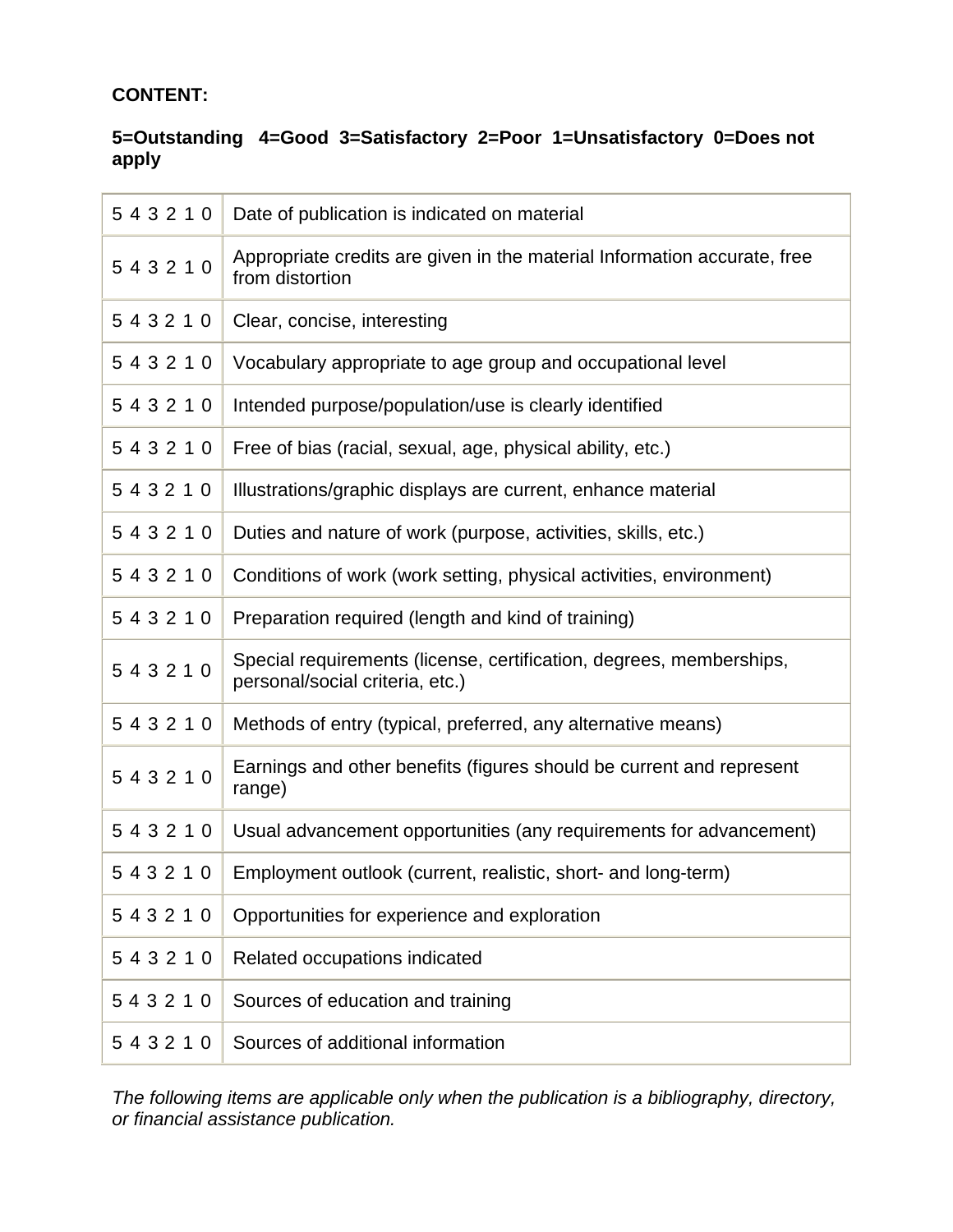**CONTENT:**

**5=Outstanding 4=Good 3=Satisfactory 2=Poor 1=Unsatisfactory 0=Does not apply**

| | |
|---|---|
| 5 4 3 2 1 0 | Date of publication is indicated on material |
| 5 4 3 2 1 0 | Appropriate credits are given in the material Information accurate, free from distortion |
| 5 4 3 2 1 0 | Clear, concise, interesting |
| 5 4 3 2 1 0 | Vocabulary appropriate to age group and occupational level |
| 5 4 3 2 1 0 | Intended purpose/population/use is clearly identified |
| 5 4 3 2 1 0 | Free of bias (racial, sexual, age, physical ability, etc.) |
| 5 4 3 2 1 0 | Illustrations/graphic displays are current, enhance material |
| 5 4 3 2 1 0 | Duties and nature of work (purpose, activities, skills, etc.) |
| 5 4 3 2 1 0 | Conditions of work (work setting, physical activities, environment) |
| 5 4 3 2 1 0 | Preparation required (length and kind of training) |
| 5 4 3 2 1 0 | Special requirements (license, certification, degrees, memberships, personal/social criteria, etc.) |
| 5 4 3 2 1 0 | Methods of entry (typical, preferred, any alternative means) |
| 5 4 3 2 1 0 | Earnings and other benefits (figures should be current and represent range) |
| 5 4 3 2 1 0 | Usual advancement opportunities (any requirements for advancement) |
| 5 4 3 2 1 0 | Employment outlook (current, realistic, short- and long-term) |
| 5 4 3 2 1 0 | Opportunities for experience and exploration |
| 5 4 3 2 1 0 | Related occupations indicated |
| 5 4 3 2 1 0 | Sources of education and training |
| 5 4 3 2 1 0 | Sources of additional information |

*The following items are applicable only when the publication is a bibliography, directory, or financial assistance publication.*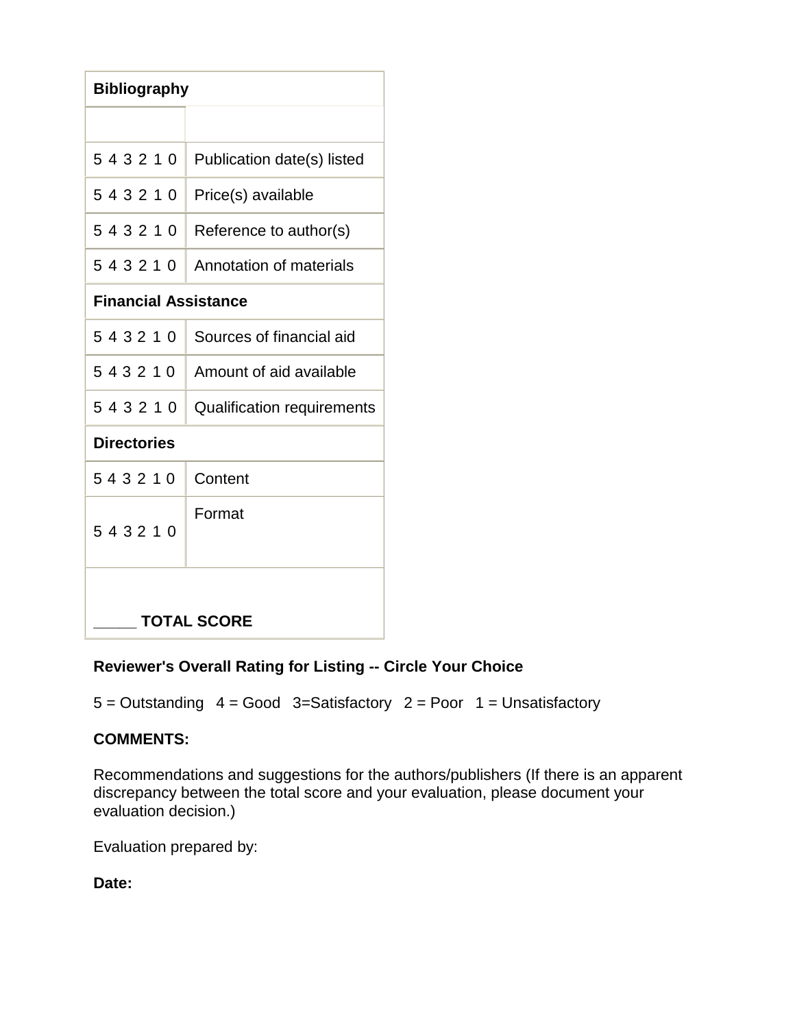| | |
|---|---|
| **Bibliography** | |
| | |
| 5 4 3 2 1 0 | Publication date(s) listed |
| 5 4 3 2 1 0 | Price(s) available |
| 5 4 3 2 1 0 | Reference to author(s) |
| 5 4 3 2 1 0 | Annotation of materials |
| **Financial Assistance** | |
| 5 4 3 2 1 0 | Sources of financial aid |
| 5 4 3 2 1 0 | Amount of aid available |
| 5 4 3 2 1 0 | Qualification requirements |
| **Directories** | |
| 5 4 3 2 1 0 | Content |
| 5 4 3 2 1 0 | Format |
| **_____ TOTAL SCORE** | |

**Reviewer's Overall Rating for Listing -- Circle Your Choice**

5 = Outstanding 4 = Good 3=Satisfactory 2 = Poor 1 = Unsatisfactory

**COMMENTS:**

Recommendations and suggestions for the authors/publishers (If there is an apparent discrepancy between the total score and your evaluation, please document your evaluation decision.)

Evaluation prepared by:

**Date:**